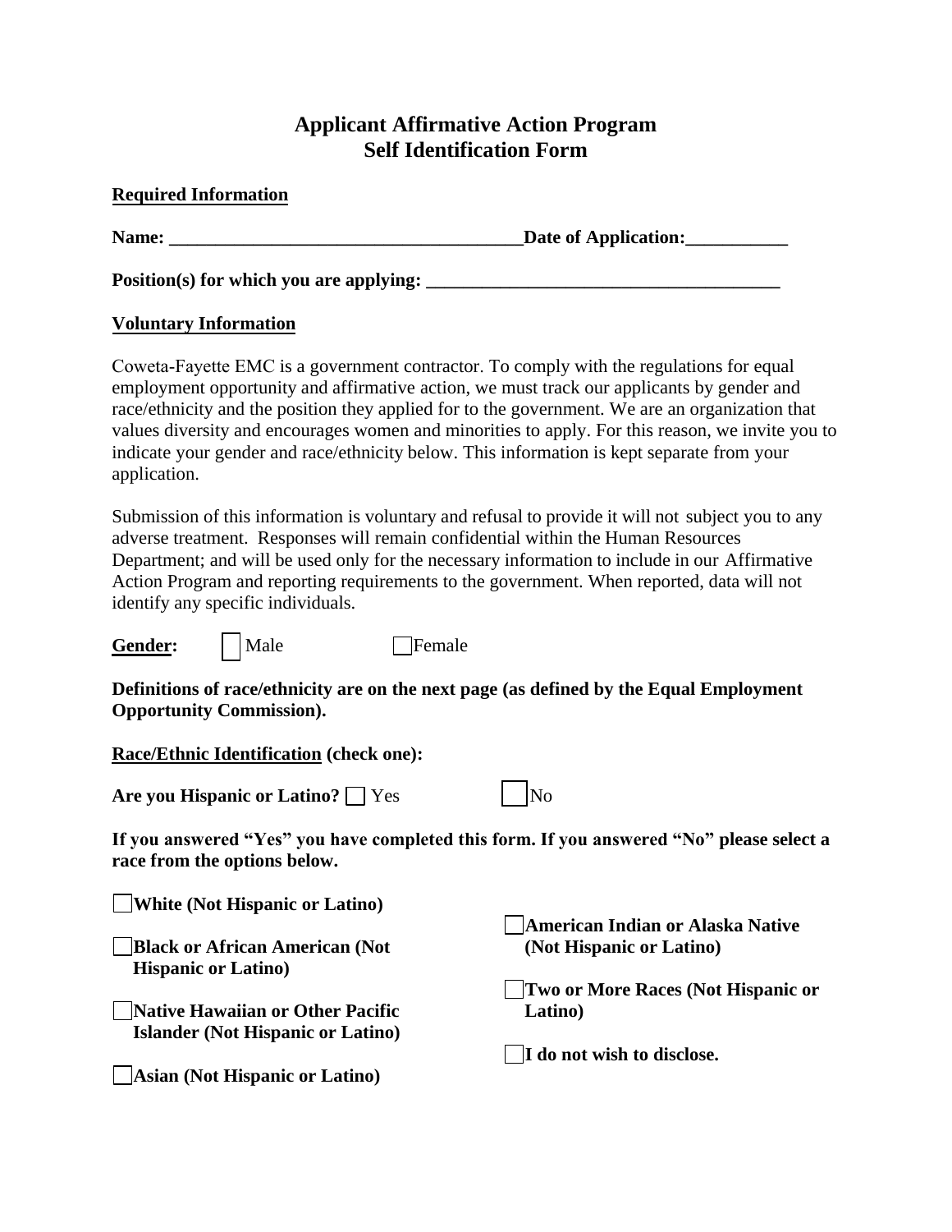# Applicant Affirmative Action Program
# Self Identification Form

**Required Information**

**Name: ______________________________________Date of Application:___________**

**Position(s) for which you are applying: ______________________________________**

**Voluntary Information**

Coweta-Fayette EMC is a government contractor. To comply with the regulations for equal employment opportunity and affirmative action, we must track our applicants by gender and race/ethnicity and the position they applied for to the government. We are an organization that values diversity and encourages women and minorities to apply. For this reason, we invite you to indicate your gender and race/ethnicity below. This information is kept separate from your application.

Submission of this information is voluntary and refusal to provide it will not subject you to any adverse treatment. Responses will remain confidential within the Human Resources Department; and will be used only for the necessary information to include in our Affirmative Action Program and reporting requirements to the government. When reported, data will not identify any specific individuals.

**Gender:** ☐ Male ☐ Female

**Definitions of race/ethnicity are on the next page (as defined by the Equal Employment Opportunity Commission).**

**Race/Ethnic Identification (check one):**

**Are you Hispanic or Latino?** ☐ Yes ☐ No

**If you answered "Yes" you have completed this form. If you answered "No" please select a race from the options below.**

☐ **White (Not Hispanic or Latino)**

☐ **Black or African American (Not Hispanic or Latino)**

☐ **Native Hawaiian or Other Pacific Islander (Not Hispanic or Latino)**

☐ **Asian (Not Hispanic or Latino)**

☐ **American Indian or Alaska Native (Not Hispanic or Latino)**

☐ **Two or More Races (Not Hispanic or Latino)**

☐ **I do not wish to disclose.**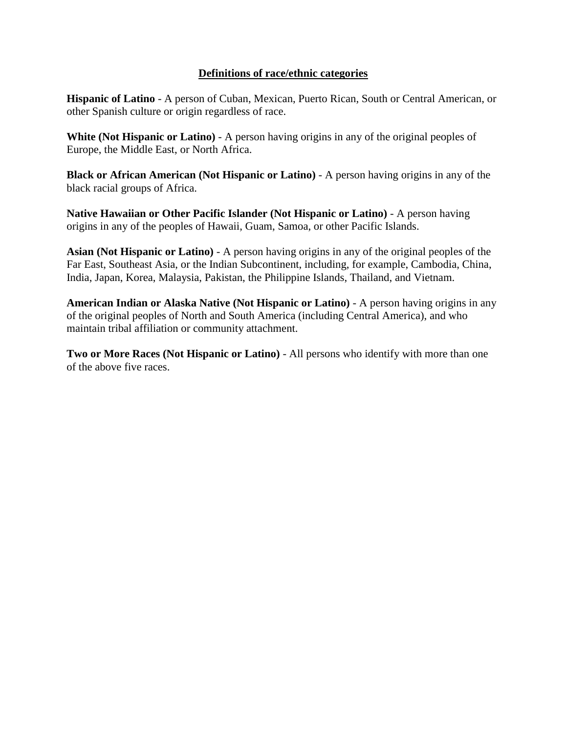## Definitions of race/ethnic categories

**Hispanic of Latino** - A person of Cuban, Mexican, Puerto Rican, South or Central American, or other Spanish culture or origin regardless of race.

**White (Not Hispanic or Latino)** - A person having origins in any of the original peoples of Europe, the Middle East, or North Africa.

**Black or African American (Not Hispanic or Latino)** - A person having origins in any of the black racial groups of Africa.

**Native Hawaiian or Other Pacific Islander (Not Hispanic or Latino)** - A person having origins in any of the peoples of Hawaii, Guam, Samoa, or other Pacific Islands.

**Asian (Not Hispanic or Latino)** - A person having origins in any of the original peoples of the Far East, Southeast Asia, or the Indian Subcontinent, including, for example, Cambodia, China, India, Japan, Korea, Malaysia, Pakistan, the Philippine Islands, Thailand, and Vietnam.

**American Indian or Alaska Native (Not Hispanic or Latino)** - A person having origins in any of the original peoples of North and South America (including Central America), and who maintain tribal affiliation or community attachment.

**Two or More Races (Not Hispanic or Latino)** - All persons who identify with more than one of the above five races.